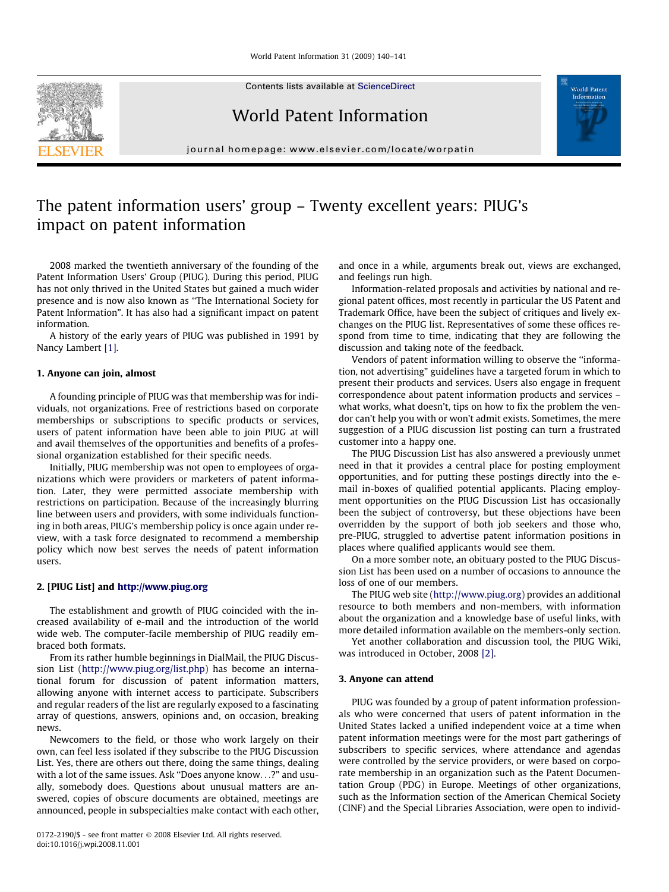# The patent information users' group – Twenty excellent years: PIUG's impact on patent information

2008 marked the twentieth anniversary of the founding of the Patent Information Users' Group (PIUG). During this period, PIUG has not only thrived in the United States but gained a much wider presence and is now also known as "The International Society for Patent Information". It has also had a significant impact on patent information.

A history of the early years of PIUG was published in 1991 by Nancy Lambert [1].

## 1. Anyone can join, almost

A founding principle of PIUG was that membership was for individuals, not organizations. Free of restrictions based on corporate memberships or subscriptions to specific products or services, users of patent information have been able to join PIUG at will and avail themselves of the opportunities and benefits of a professional organization established for their specific needs.

Initially, PIUG membership was not open to employees of organizations which were providers or marketers of patent information. Later, they were permitted associate membership with restrictions on participation. Because of the increasingly blurring line between users and providers, with some individuals functioning in both areas, PIUG's membership policy is once again under review, with a task force designated to recommend a membership policy which now best serves the needs of patent information users.

## 2. [PIUG List] and http://www.piug.org

The establishment and growth of PIUG coincided with the increased availability of e-mail and the introduction of the world wide web. The computer-facile membership of PIUG readily embraced both formats.

From its rather humble beginnings in DialMail, the PIUG Discussion List (http://www.piug.org/list.php) has become an international forum for discussion of patent information matters, allowing anyone with internet access to participate. Subscribers and regular readers of the list are regularly exposed to a fascinating array of questions, answers, opinions and, on occasion, breaking news.

Newcomers to the field, or those who work largely on their own, can feel less isolated if they subscribe to the PIUG Discussion List. Yes, there are others out there, doing the same things, dealing with a lot of the same issues. Ask "Does anyone know…?" and usually, somebody does. Questions about unusual matters are answered, copies of obscure documents are obtained, meetings are announced, people in subspecialties make contact with each other, and once in a while, arguments break out, views are exchanged, and feelings run high.

Information-related proposals and activities by national and regional patent offices, most recently in particular the US Patent and Trademark Office, have been the subject of critiques and lively exchanges on the PIUG list. Representatives of some these offices respond from time to time, indicating that they are following the discussion and taking note of the feedback.

Vendors of patent information willing to observe the "information, not advertising" guidelines have a targeted forum in which to present their products and services. Users also engage in frequent correspondence about patent information products and services – what works, what doesn't, tips on how to fix the problem the vendor can't help you with or won't admit exists. Sometimes, the mere suggestion of a PIUG discussion list posting can turn a frustrated customer into a happy one.

The PIUG Discussion List has also answered a previously unmet need in that it provides a central place for posting employment opportunities, and for putting these postings directly into the e-mail in-boxes of qualified potential applicants. Placing employment opportunities on the PIUG Discussion List has occasionally been the subject of controversy, but these objections have been overridden by the support of both job seekers and those who, pre-PIUG, struggled to advertise patent information positions in places where qualified applicants would see them.

On a more somber note, an obituary posted to the PIUG Discussion List has been used on a number of occasions to announce the loss of one of our members.

The PIUG web site (http://www.piug.org) provides an additional resource to both members and non-members, with information about the organization and a knowledge base of useful links, with more detailed information available on the members-only section.

Yet another collaboration and discussion tool, the PIUG Wiki, was introduced in October, 2008 [2].

## 3. Anyone can attend

PIUG was founded by a group of patent information professionals who were concerned that users of patent information in the United States lacked a unified independent voice at a time when patent information meetings were for the most part gatherings of subscribers to specific services, where attendance and agendas were controlled by the service providers, or were based on corporate membership in an organization such as the Patent Documentation Group (PDG) in Europe. Meetings of other organizations, such as the Information section of the American Chemical Society (CINF) and the Special Libraries Association, were open to individ-

0172-2190/$ - see front matter © 2008 Elsevier Ltd. All rights reserved.
doi:10.1016/j.wpi.2008.11.001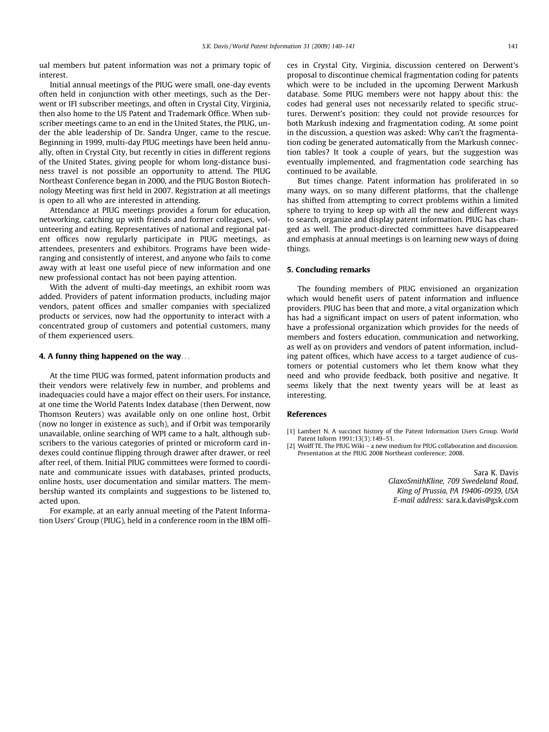ual members but patent information was not a primary topic of interest.

Initial annual meetings of the PIUG were small, one-day events often held in conjunction with other meetings, such as the Derwent or IFI subscriber meetings, and often in Crystal City, Virginia, then also home to the US Patent and Trademark Office. When subscriber meetings came to an end in the United States, the PIUG, under the able leadership of Dr. Sandra Unger, came to the rescue. Beginning in 1999, multi-day PIUG meetings have been held annually, often in Crystal City, but recently in cities in different regions of the United States, giving people for whom long-distance business travel is not possible an opportunity to attend. The PIUG Northeast Conference began in 2000, and the PIUG Boston Biotechnology Meeting was first held in 2007. Registration at all meetings is open to all who are interested in attending.

Attendance at PIUG meetings provides a forum for education, networking, catching up with friends and former colleagues, volunteering and eating. Representatives of national and regional patent offices now regularly participate in PIUG meetings, as attendees, presenters and exhibitors. Programs have been wide-ranging and consistently of interest, and anyone who fails to come away with at least one useful piece of new information and one new professional contact has not been paying attention.

With the advent of multi-day meetings, an exhibit room was added. Providers of patent information products, including major vendors, patent offices and smaller companies with specialized products or services, now had the opportunity to interact with a concentrated group of customers and potential customers, many of them experienced users.

## 4. A funny thing happened on the way...

At the time PIUG was formed, patent information products and their vendors were relatively few in number, and problems and inadequacies could have a major effect on their users. For instance, at one time the World Patents Index database (then Derwent, now Thomson Reuters) was available only on one online host, Orbit (now no longer in existence as such), and if Orbit was temporarily unavailable, online searching of WPI came to a halt, although subscribers to the various categories of printed or microform card indexes could continue flipping through drawer after drawer, or reel after reel, of them. Initial PIUG committees were formed to coordinate and communicate issues with databases, printed products, online hosts, user documentation and similar matters. The membership wanted its complaints and suggestions to be listened to, acted upon.

For example, at an early annual meeting of the Patent Information Users' Group (PIUG), held in a conference room in the IBM offices in Crystal City, Virginia, discussion centered on Derwent's proposal to discontinue chemical fragmentation coding for patents which were to be included in the upcoming Derwent Markush database. Some PIUG members were not happy about this: the codes had general uses not necessarily related to specific structures. Derwent's position: they could not provide resources for both Markush indexing and fragmentation coding. At some point in the discussion, a question was asked: Why can't the fragmentation coding be generated automatically from the Markush connection tables? It took a couple of years, but the suggestion was eventually implemented, and fragmentation code searching has continued to be available.

But times change. Patent information has proliferated in so many ways, on so many different platforms, that the challenge has shifted from attempting to correct problems within a limited sphere to trying to keep up with all the new and different ways to search, organize and display patent information. PIUG has changed as well. The product-directed committees have disappeared and emphasis at annual meetings is on learning new ways of doing things.

## 5. Concluding remarks

The founding members of PIUG envisioned an organization which would benefit users of patent information and influence providers. PIUG has been that and more, a vital organization which has had a significant impact on users of patent information, who have a professional organization which provides for the needs of members and fosters education, communication and networking, as well as on providers and vendors of patent information, including patent offices, which have access to a target audience of customers or potential customers who let them know what they need and who provide feedback, both positive and negative. It seems likely that the next twenty years will be at least as interesting.

## References

[1] Lambert N. A succinct history of the Patent Information Users Group. World Patent Inform 1991;13(3):149–51.

[2] Wolff TE. The PIUG Wiki – a new medium for PIUG collaboration and discussion. Presentation at the PIUG 2008 Northeast conference; 2008.

Sara K. Davis
*GlaxoSmithKline, 709 Swedeland Road,*
*King of Prussia, PA 19406-0939, USA*
*E-mail address:* sara.k.davis@gsk.com